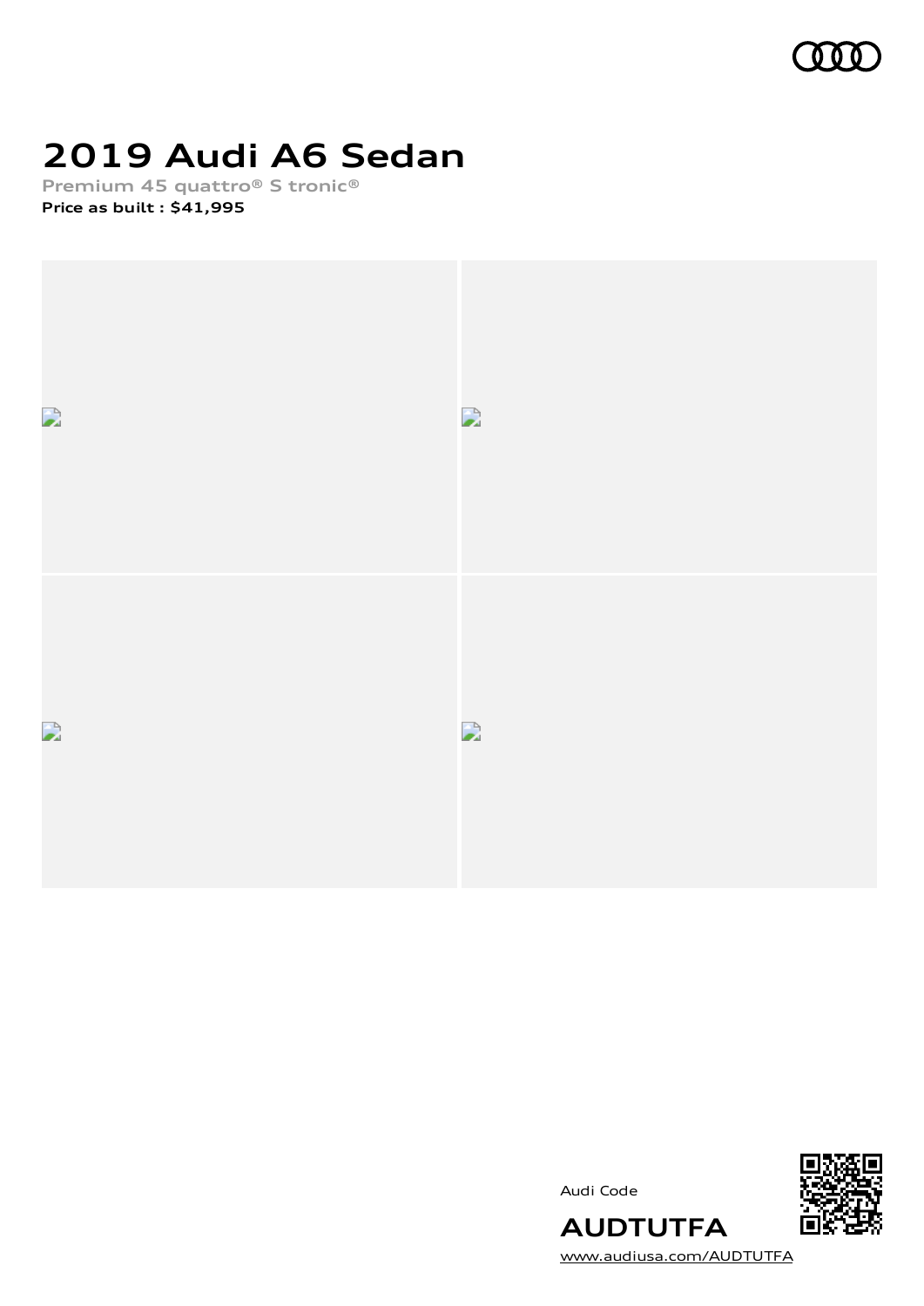# 2019 Audi A6 Sedan

Premium 45 quattro® S tronic®

**Price as built : $41,995**

Audi Code

**AUDTUTFA**

www.audiusa.com/AUDTUTFA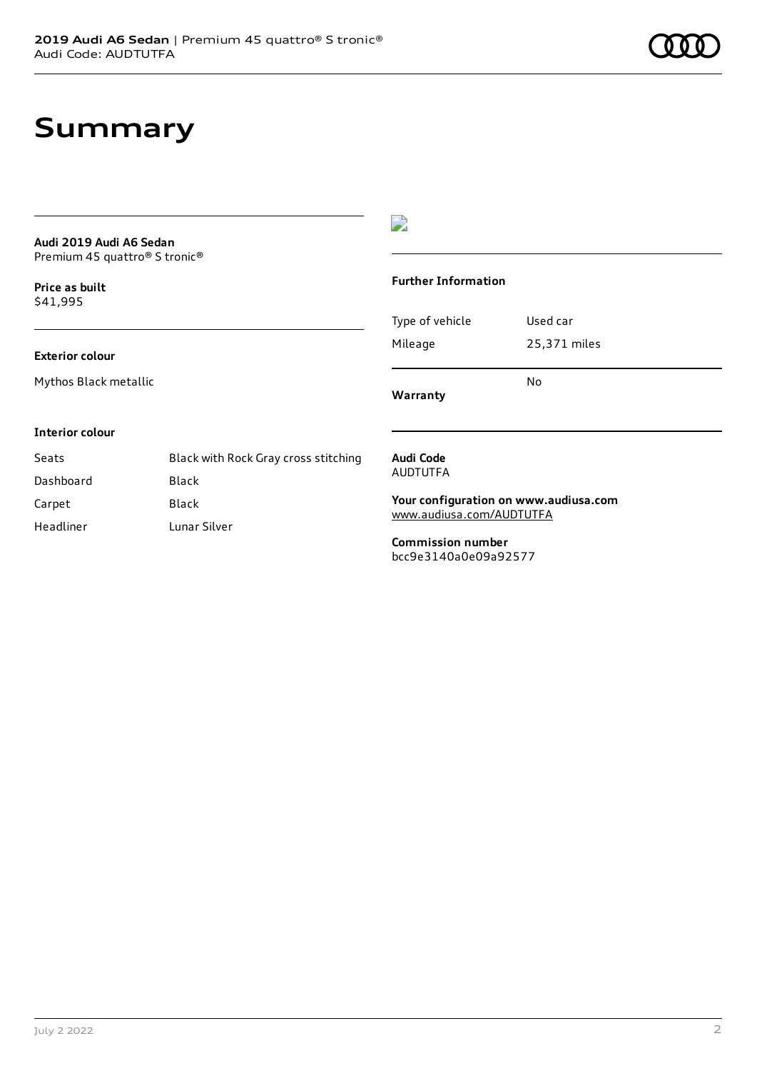# Summary

**Audi 2019 Audi A6 Sedan**
Premium 45 quattro® S tronic®

**Price as built**
$41,995

**Exterior colour**

Mythos Black metallic

**Interior colour**

| | |
|---|---|
| Seats | Black with Rock Gray cross stitching |
| Dashboard | Black |
| Carpet | Black |
| Headliner | Lunar Silver |

**Further Information**

| | |
|---|---|
| Type of vehicle | Used car |
| Mileage | 25,371 miles |
| **Warranty** | No |

**Audi Code**
AUDTUTFA

**Your configuration on www.audiusa.com**
www.audiusa.com/AUDTUTFA

**Commission number**
bcc9e3140a0e09a92577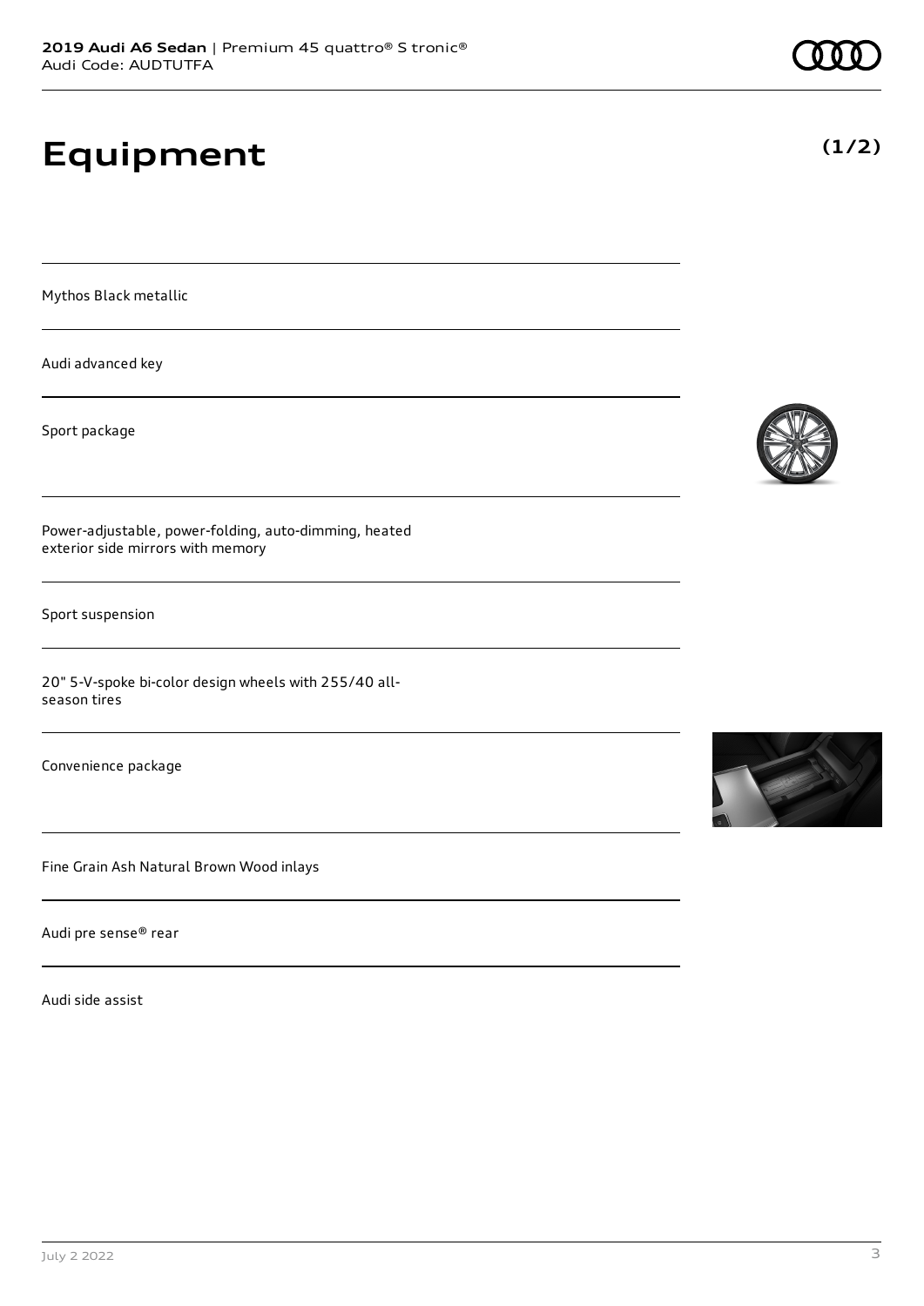# Equipment

**(1/2)**

Mythos Black metallic

Audi advanced key

Sport package

Power-adjustable, power-folding, auto-dimming, heated exterior side mirrors with memory

Sport suspension

20" 5-V-spoke bi-color design wheels with 255/40 all-season tires

Convenience package

Fine Grain Ash Natural Brown Wood inlays

Audi pre sense® rear

Audi side assist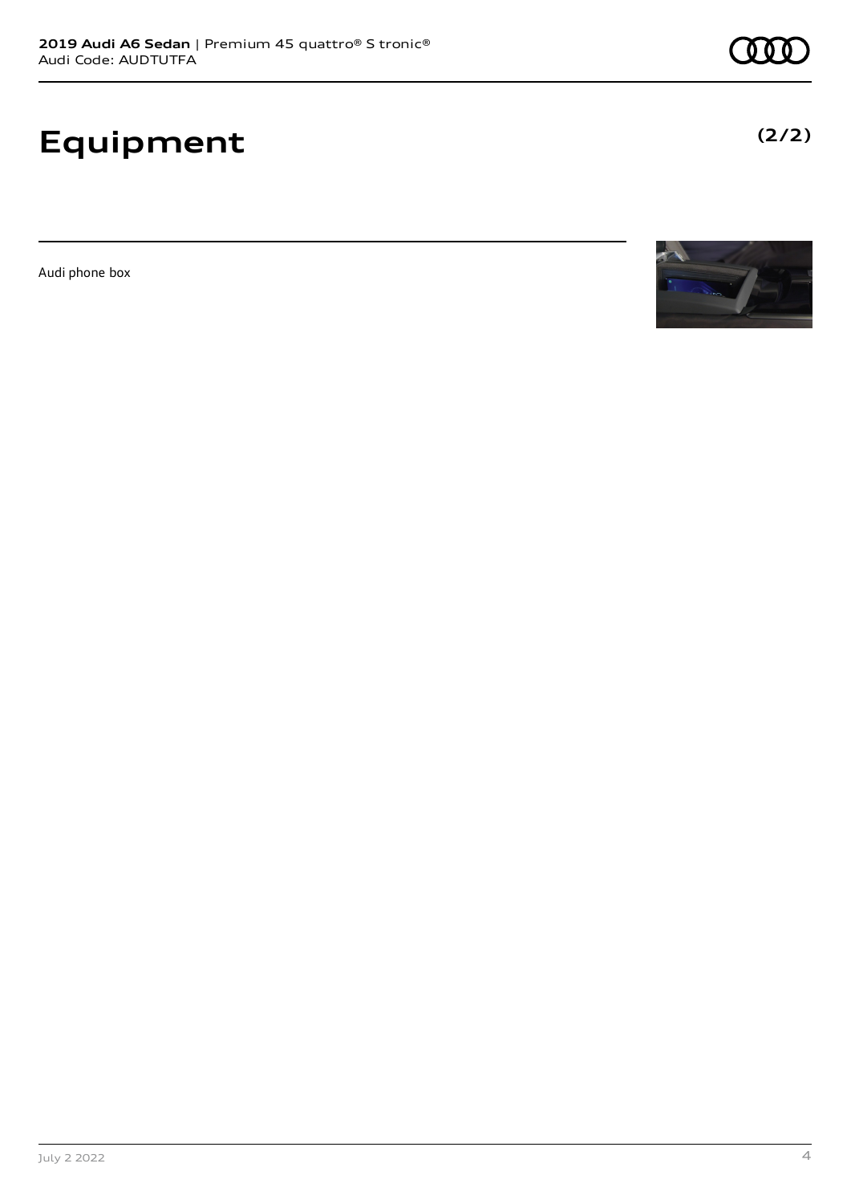# Equipment

**(2/2)**

Audi phone box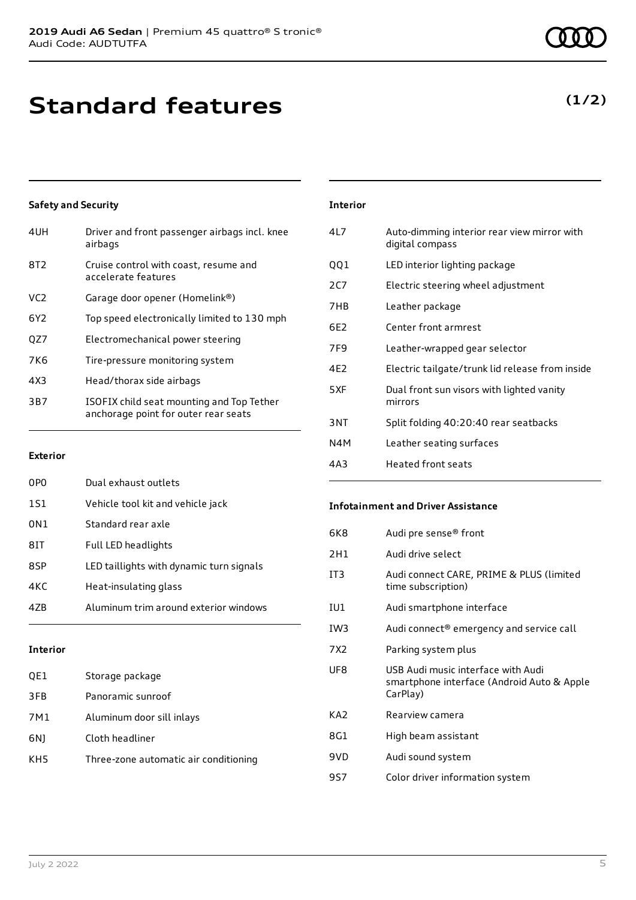# Standard features

**(1/2)**

### Safety and Security

| | |
|---|---|
| 4UH | Driver and front passenger airbags incl. knee airbags |
| 8T2 | Cruise control with coast, resume and accelerate features |
| VC2 | Garage door opener (Homelink®) |
| 6Y2 | Top speed electronically limited to 130 mph |
| QZ7 | Electromechanical power steering |
| 7K6 | Tire-pressure monitoring system |
| 4X3 | Head/thorax side airbags |
| 3B7 | ISOFIX child seat mounting and Top Tether anchorage point for outer rear seats |

### Exterior

| | |
|---|---|
| 0P0 | Dual exhaust outlets |
| 1S1 | Vehicle tool kit and vehicle jack |
| 0N1 | Standard rear axle |
| 8IT | Full LED headlights |
| 8SP | LED taillights with dynamic turn signals |
| 4KC | Heat-insulating glass |
| 4ZB | Aluminum trim around exterior windows |

### Interior

| | |
|---|---|
| QE1 | Storage package |
| 3FB | Panoramic sunroof |
| 7M1 | Aluminum door sill inlays |
| 6NJ | Cloth headliner |
| KH5 | Three-zone automatic air conditioning |

### Interior

| | |
|---|---|
| 4L7 | Auto-dimming interior rear view mirror with digital compass |
| QQ1 | LED interior lighting package |
| 2C7 | Electric steering wheel adjustment |
| 7HB | Leather package |
| 6E2 | Center front armrest |
| 7F9 | Leather-wrapped gear selector |
| 4E2 | Electric tailgate/trunk lid release from inside |
| 5XF | Dual front sun visors with lighted vanity mirrors |
| 3NT | Split folding 40:20:40 rear seatbacks |
| N4M | Leather seating surfaces |
| 4A3 | Heated front seats |

### Infotainment and Driver Assistance

| | |
|---|---|
| 6K8 | Audi pre sense® front |
| 2H1 | Audi drive select |
| IT3 | Audi connect CARE, PRIME & PLUS (limited time subscription) |
| IU1 | Audi smartphone interface |
| IW3 | Audi connect® emergency and service call |
| 7X2 | Parking system plus |
| UF8 | USB Audi music interface with Audi smartphone interface (Android Auto & Apple CarPlay) |
| KA2 | Rearview camera |
| 8G1 | High beam assistant |
| 9VD | Audi sound system |
| 9S7 | Color driver information system |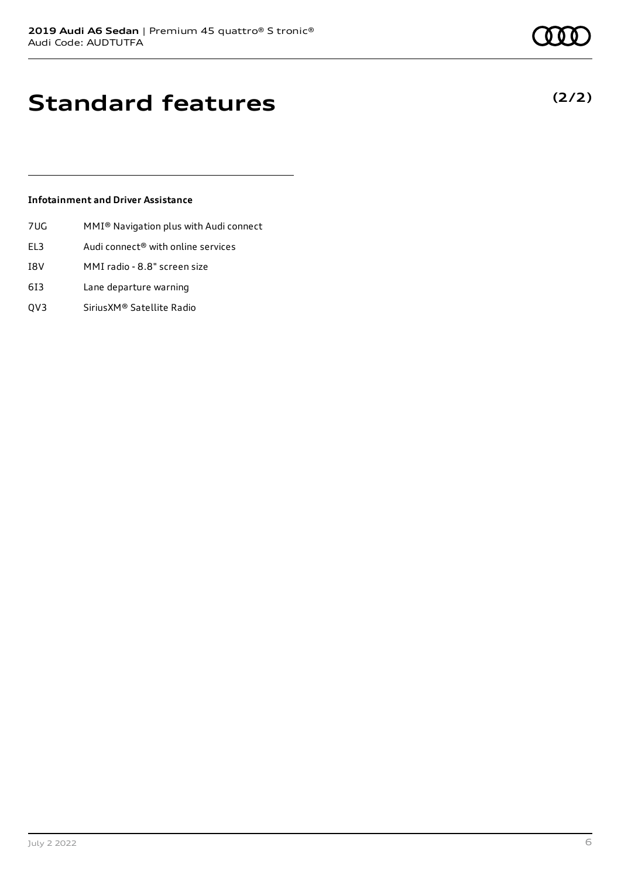# Standard features

**(2/2)**

### Infotainment and Driver Assistance

| | |
|---|---|
| 7UG | MMI® Navigation plus with Audi connect |
| EL3 | Audi connect® with online services |
| I8V | MMI radio - 8.8" screen size |
| 6I3 | Lane departure warning |
| QV3 | SiriusXM® Satellite Radio |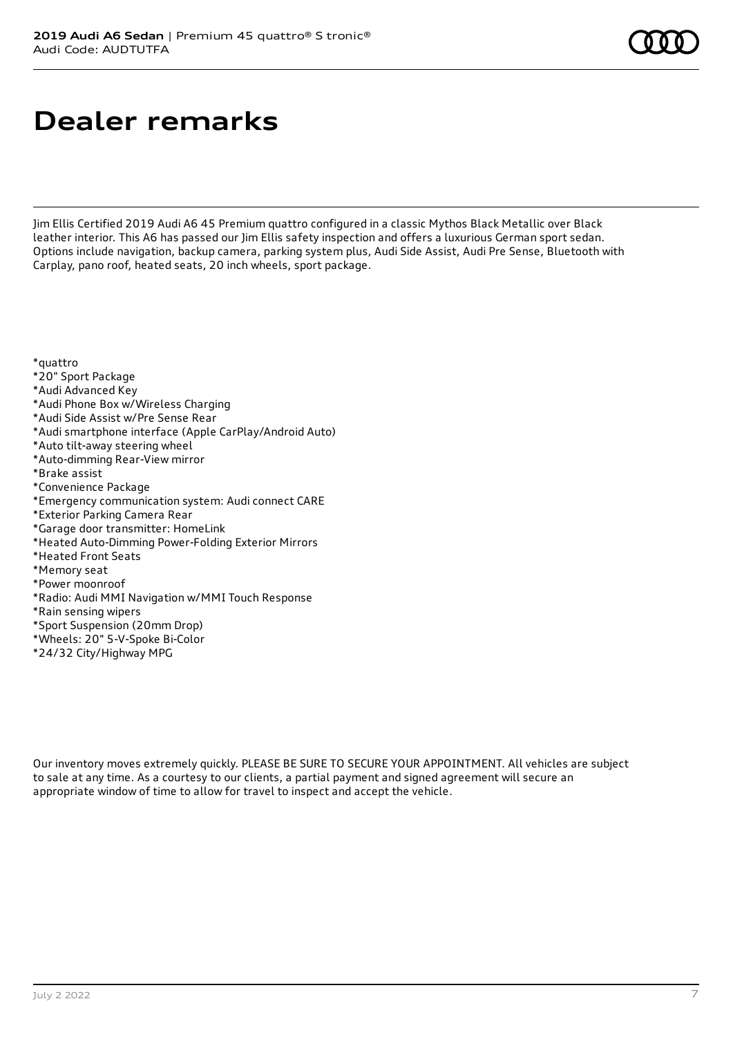# Dealer remarks

Jim Ellis Certified 2019 Audi A6 45 Premium quattro configured in a classic Mythos Black Metallic over Black leather interior. This A6 has passed our Jim Ellis safety inspection and offers a luxurious German sport sedan. Options include navigation, backup camera, parking system plus, Audi Side Assist, Audi Pre Sense, Bluetooth with Carplay, pano roof, heated seats, 20 inch wheels, sport package.

*quattro
*20" Sport Package
*Audi Advanced Key
*Audi Phone Box w/Wireless Charging
*Audi Side Assist w/Pre Sense Rear
*Audi smartphone interface (Apple CarPlay/Android Auto)
*Auto tilt-away steering wheel
*Auto-dimming Rear-View mirror
*Brake assist
*Convenience Package
*Emergency communication system: Audi connect CARE
*Exterior Parking Camera Rear
*Garage door transmitter: HomeLink
*Heated Auto-Dimming Power-Folding Exterior Mirrors
*Heated Front Seats
*Memory seat
*Power moonroof
*Radio: Audi MMI Navigation w/MMI Touch Response
*Rain sensing wipers
*Sport Suspension (20mm Drop)
*Wheels: 20" 5-V-Spoke Bi-Color
*24/32 City/Highway MPG

Our inventory moves extremely quickly. PLEASE BE SURE TO SECURE YOUR APPOINTMENT. All vehicles are subject to sale at any time. As a courtesy to our clients, a partial payment and signed agreement will secure an appropriate window of time to allow for travel to inspect and accept the vehicle.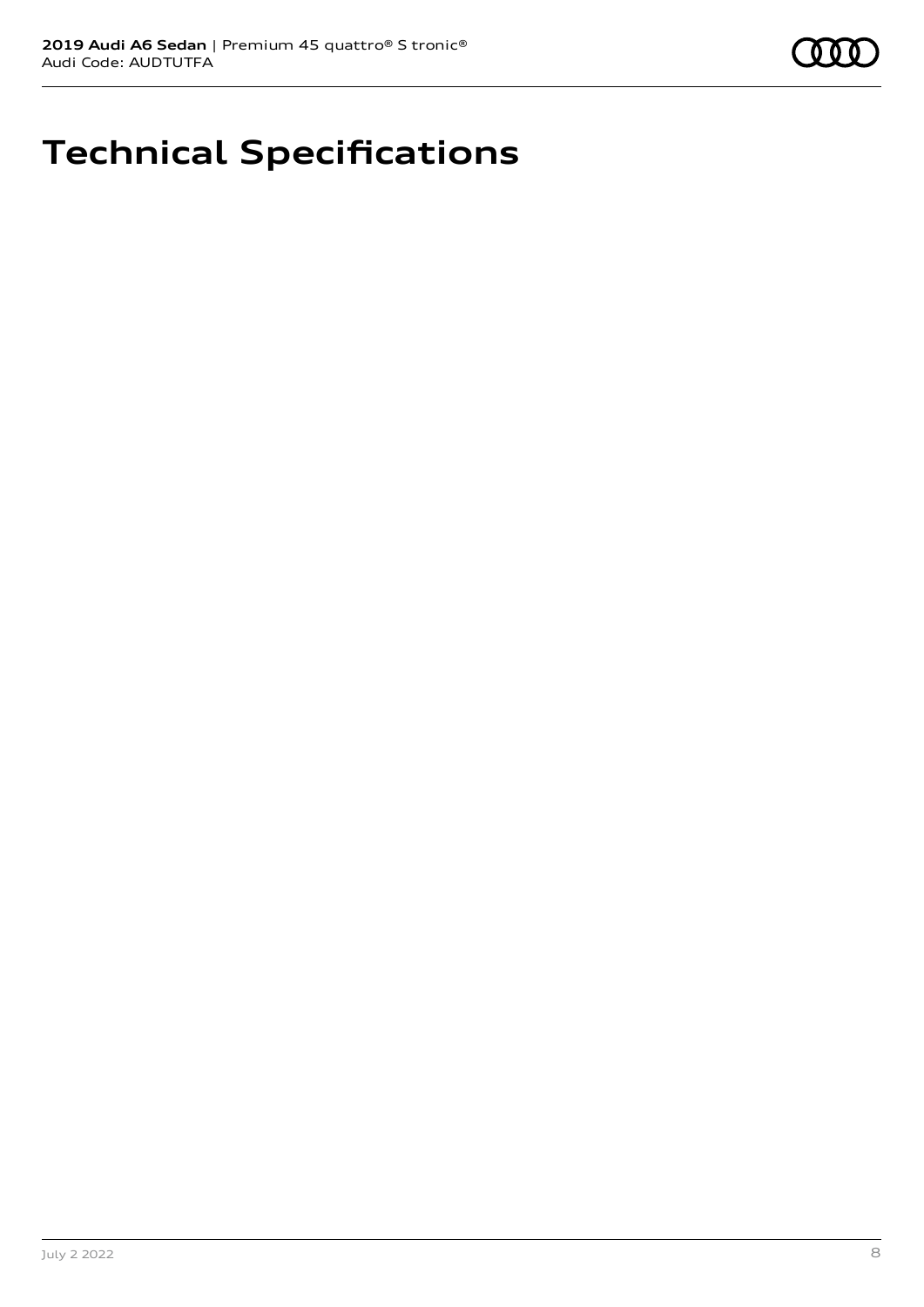# Technical Specifications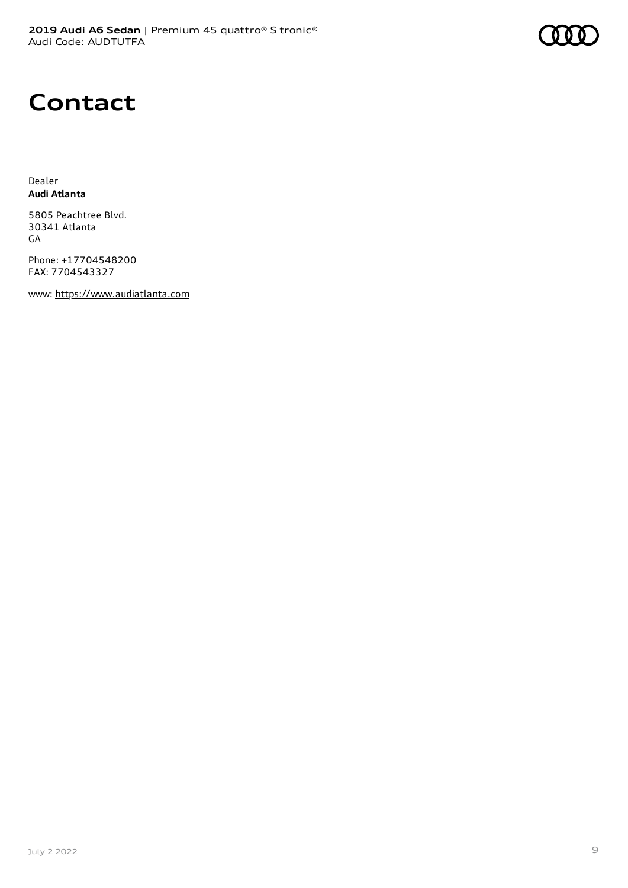# Contact

Dealer
**Audi Atlanta**

5805 Peachtree Blvd.
30341 Atlanta
GA

Phone: +17704548200
FAX: 7704543327

www: https://www.audiatlanta.com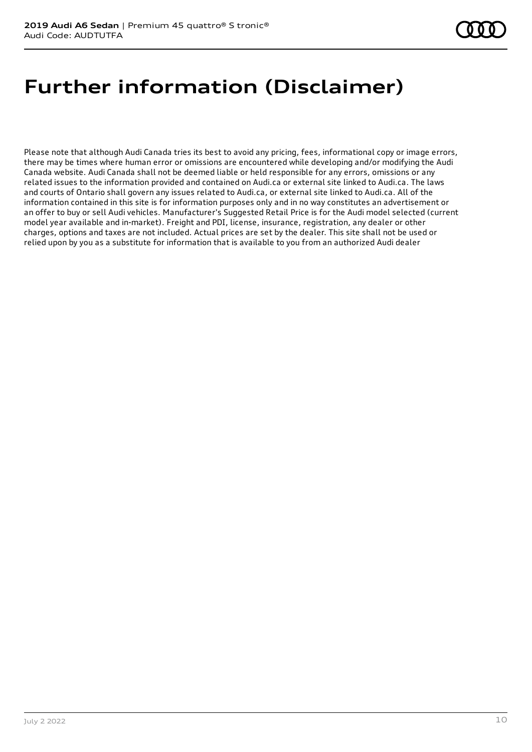# Further information (Disclaimer)

Please note that although Audi Canada tries its best to avoid any pricing, fees, informational copy or image errors, there may be times where human error or omissions are encountered while developing and/or modifying the Audi Canada website. Audi Canada shall not be deemed liable or held responsible for any errors, omissions or any related issues to the information provided and contained on Audi.ca or external site linked to Audi.ca. The laws and courts of Ontario shall govern any issues related to Audi.ca, or external site linked to Audi.ca. All of the information contained in this site is for information purposes only and in no way constitutes an advertisement or an offer to buy or sell Audi vehicles. Manufacturer's Suggested Retail Price is for the Audi model selected (current model year available and in-market). Freight and PDI, license, insurance, registration, any dealer or other charges, options and taxes are not included. Actual prices are set by the dealer. This site shall not be used or relied upon by you as a substitute for information that is available to you from an authorized Audi dealer